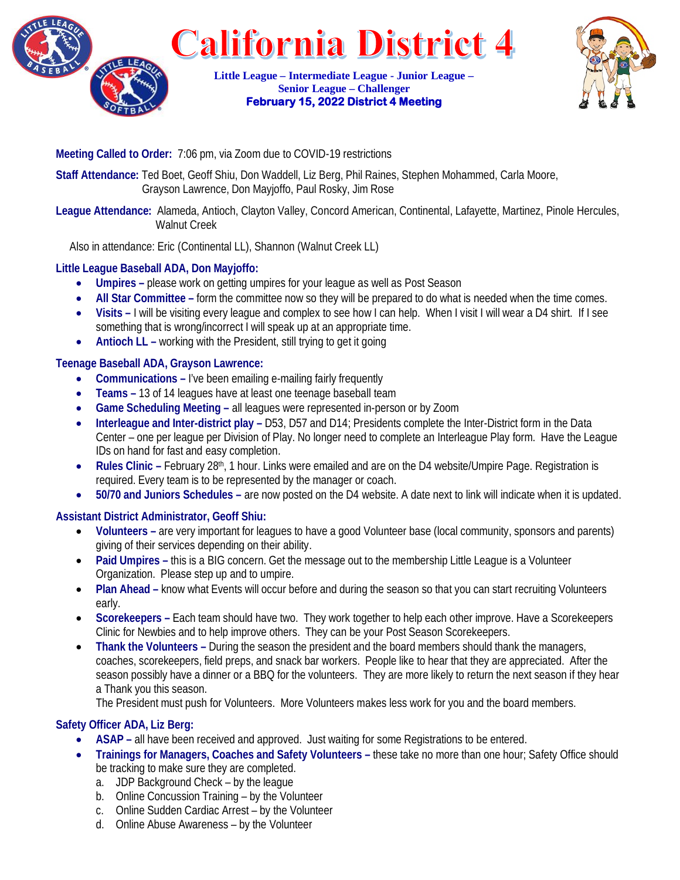# California District 4

**Little League – Intermediate League - Junior League – Senior League – Challenger**
**February 15, 2022 District 4 Meeting**

**Meeting Called to Order:** 7:06 pm, via Zoom due to COVID-19 restrictions

**Staff Attendance:** Ted Boet, Geoff Shiu, Don Waddell, Liz Berg, Phil Raines, Stephen Mohammed, Carla Moore, Grayson Lawrence, Don Mayjoffo, Paul Rosky, Jim Rose

**League Attendance:** Alameda, Antioch, Clayton Valley, Concord American, Continental, Lafayette, Martinez, Pinole Hercules, Walnut Creek

Also in attendance: Eric (Continental LL), Shannon (Walnut Creek LL)

### Little League Baseball ADA, Don Mayjoffo:

- **Umpires –** please work on getting umpires for your league as well as Post Season
- **All Star Committee –** form the committee now so they will be prepared to do what is needed when the time comes.
- **Visits –** I will be visiting every league and complex to see how I can help. When I visit I will wear a D4 shirt. If I see something that is wrong/incorrect I will speak up at an appropriate time.
- **Antioch LL –** working with the President, still trying to get it going

### Teenage Baseball ADA, Grayson Lawrence:

- **Communications –** I've been emailing e-mailing fairly frequently
- **Teams –** 13 of 14 leagues have at least one teenage baseball team
- **Game Scheduling Meeting –** all leagues were represented in-person or by Zoom
- **Interleague and Inter-district play –** D53, D57 and D14; Presidents complete the Inter-District form in the Data Center – one per league per Division of Play. No longer need to complete an Interleague Play form. Have the League IDs on hand for fast and easy completion.
- **Rules Clinic –** February 28th, 1 hour. Links were emailed and are on the D4 website/Umpire Page. Registration is required. Every team is to be represented by the manager or coach.
- **50/70 and Juniors Schedules –** are now posted on the D4 website. A date next to link will indicate when it is updated.

### Assistant District Administrator, Geoff Shiu:

- **Volunteers –** are very important for leagues to have a good Volunteer base (local community, sponsors and parents) giving of their services depending on their ability.
- **Paid Umpires –** this is a BIG concern. Get the message out to the membership Little League is a Volunteer Organization. Please step up and to umpire.
- **Plan Ahead –** know what Events will occur before and during the season so that you can start recruiting Volunteers early.
- **Scorekeepers –** Each team should have two. They work together to help each other improve. Have a Scorekeepers Clinic for Newbies and to help improve others. They can be your Post Season Scorekeepers.
- **Thank the Volunteers –** During the season the president and the board members should thank the managers, coaches, scorekeepers, field preps, and snack bar workers. People like to hear that they are appreciated. After the season possibly have a dinner or a BBQ for the volunteers. They are more likely to return the next season if they hear a Thank you this season.

  The President must push for Volunteers. More Volunteers makes less work for you and the board members.

### Safety Officer ADA, Liz Berg:

- **ASAP –** all have been received and approved. Just waiting for some Registrations to be entered.
- **Trainings for Managers, Coaches and Safety Volunteers –** these take no more than one hour; Safety Office should be tracking to make sure they are completed.
  a. JDP Background Check – by the league
  b. Online Concussion Training – by the Volunteer
  c. Online Sudden Cardiac Arrest – by the Volunteer
  d. Online Abuse Awareness – by the Volunteer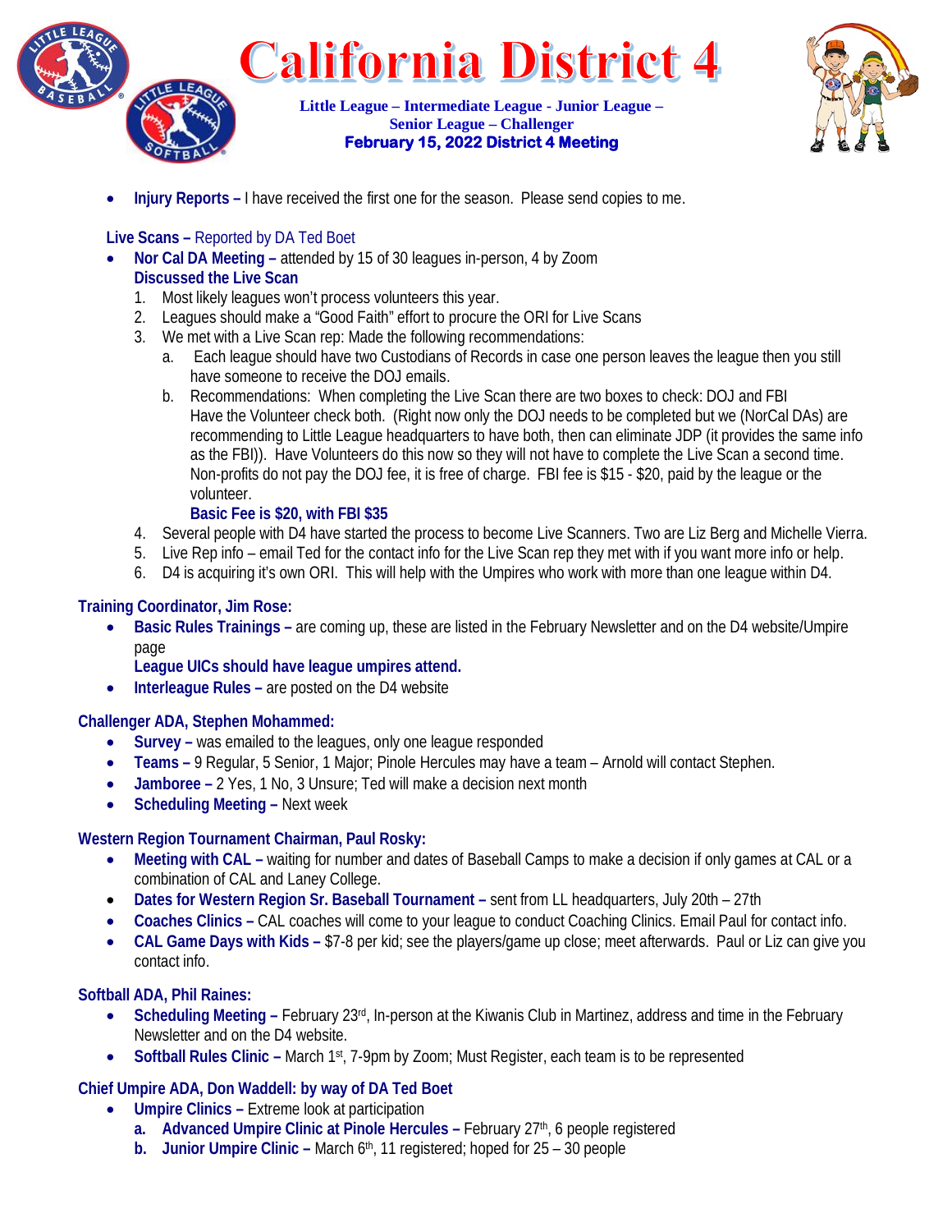- **Injury Reports –** I have received the first one for the season. Please send copies to me.

**Live Scans –** Reported by DA Ted Boet

- **Nor Cal DA Meeting –** attended by 15 of 30 leagues in-person, 4 by Zoom
  **Discussed the Live Scan**
  1. Most likely leagues won't process volunteers this year.
  2. Leagues should make a "Good Faith" effort to procure the ORI for Live Scans
  3. We met with a Live Scan rep: Made the following recommendations:
     a. Each league should have two Custodians of Records in case one person leaves the league then you still have someone to receive the DOJ emails.
     b. Recommendations: When completing the Live Scan there are two boxes to check: DOJ and FBI Have the Volunteer check both. (Right now only the DOJ needs to be completed but we (NorCal DAs) are recommending to Little League headquarters to have both, then can eliminate JDP (it provides the same info as the FBI)). Have Volunteers do this now so they will not have to complete the Live Scan a second time. Non-profits do not pay the DOJ fee, it is free of charge. FBI fee is $15 - $20, paid by the league or the volunteer.
        **Basic Fee is $20, with FBI $35**
  4. Several people with D4 have started the process to become Live Scanners. Two are Liz Berg and Michelle Vierra.
  5. Live Rep info – email Ted for the contact info for the Live Scan rep they met with if you want more info or help.
  6. D4 is acquiring it's own ORI. This will help with the Umpires who work with more than one league within D4.

**Training Coordinator, Jim Rose:**

- **Basic Rules Trainings –** are coming up, these are listed in the February Newsletter and on the D4 website/Umpire page
  **League UICs should have league umpires attend.**
- **Interleague Rules –** are posted on the D4 website

**Challenger ADA, Stephen Mohammed:**

- **Survey –** was emailed to the leagues, only one league responded
- **Teams –** 9 Regular, 5 Senior, 1 Major; Pinole Hercules may have a team – Arnold will contact Stephen.
- **Jamboree –** 2 Yes, 1 No, 3 Unsure; Ted will make a decision next month
- **Scheduling Meeting –** Next week

**Western Region Tournament Chairman, Paul Rosky:**

- **Meeting with CAL –** waiting for number and dates of Baseball Camps to make a decision if only games at CAL or a combination of CAL and Laney College.
- **Dates for Western Region Sr. Baseball Tournament –** sent from LL headquarters, July 20th – 27th
- **Coaches Clinics –** CAL coaches will come to your league to conduct Coaching Clinics. Email Paul for contact info.
- **CAL Game Days with Kids –** $7-8 per kid; see the players/game up close; meet afterwards. Paul or Liz can give you contact info.

**Softball ADA, Phil Raines:**

- **Scheduling Meeting –** February 23rd, In-person at the Kiwanis Club in Martinez, address and time in the February Newsletter and on the D4 website.
- **Softball Rules Clinic –** March 1st, 7-9pm by Zoom; Must Register, each team is to be represented

**Chief Umpire ADA, Don Waddell: by way of DA Ted Boet**

- **Umpire Clinics –** Extreme look at participation
  **a. Advanced Umpire Clinic at Pinole Hercules –** February 27th, 6 people registered
  **b. Junior Umpire Clinic –** March 6th, 11 registered; hoped for 25 – 30 people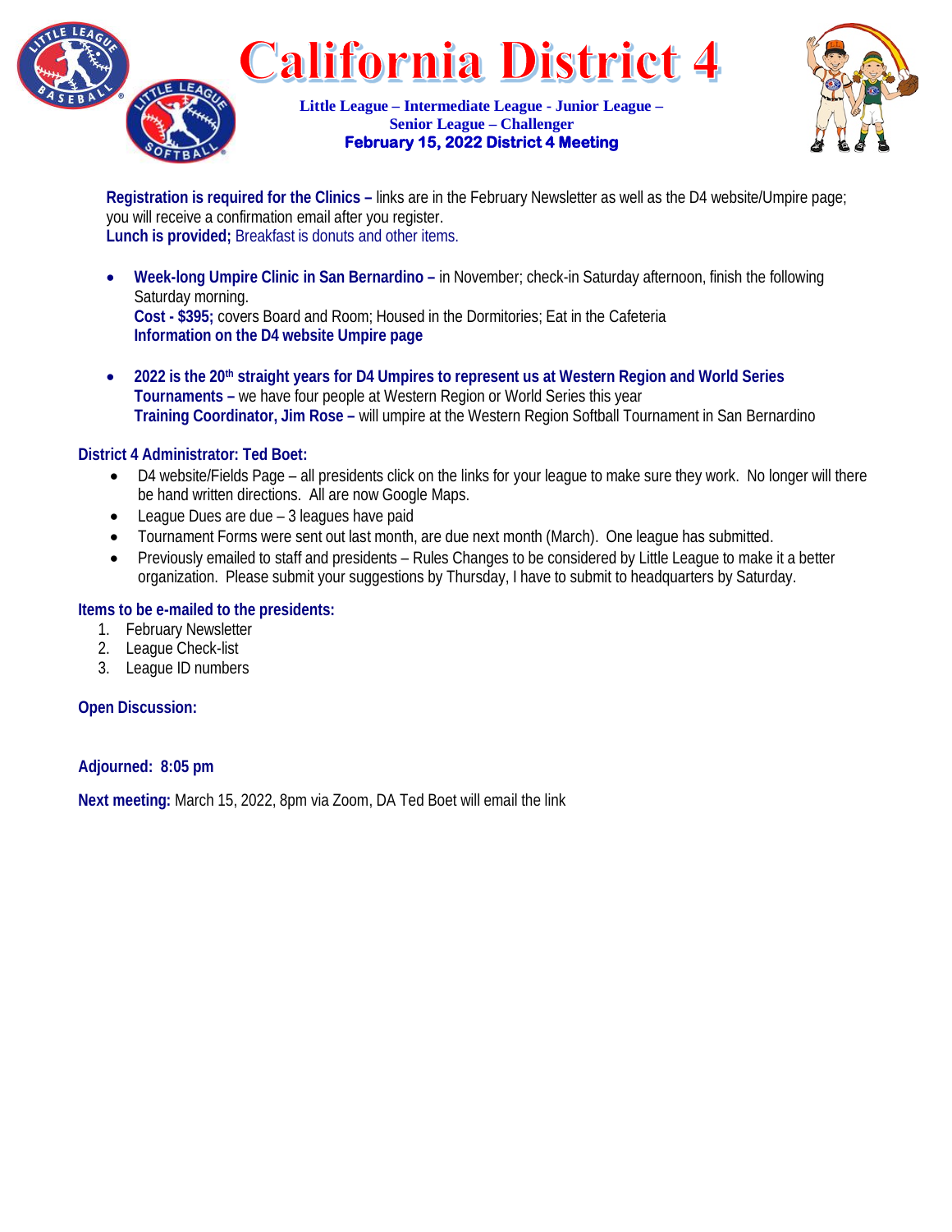# California District 4

**Little League – Intermediate League - Junior League – Senior League – Challenger**
**February 15, 2022 District 4 Meeting**

**Registration is required for the Clinics –** links are in the February Newsletter as well as the D4 website/Umpire page; you will receive a confirmation email after you register.
**Lunch is provided;** Breakfast is donuts and other items.

- **Week-long Umpire Clinic in San Bernardino –** in November; check-in Saturday afternoon, finish the following Saturday morning.
  **Cost - $395;** covers Board and Room; Housed in the Dormitories; Eat in the Cafeteria
  **Information on the D4 website Umpire page**

- **2022 is the 20th straight years for D4 Umpires to represent us at Western Region and World Series Tournaments –** we have four people at Western Region or World Series this year
  **Training Coordinator, Jim Rose –** will umpire at the Western Region Softball Tournament in San Bernardino

**District 4 Administrator: Ted Boet:**

- D4 website/Fields Page – all presidents click on the links for your league to make sure they work. No longer will there be hand written directions. All are now Google Maps.
- League Dues are due – 3 leagues have paid
- Tournament Forms were sent out last month, are due next month (March). One league has submitted.
- Previously emailed to staff and presidents – Rules Changes to be considered by Little League to make it a better organization. Please submit your suggestions by Thursday, I have to submit to headquarters by Saturday.

**Items to be e-mailed to the presidents:**

1. February Newsletter
2. League Check-list
3. League ID numbers

**Open Discussion:**

**Adjourned: 8:05 pm**

**Next meeting:** March 15, 2022, 8pm via Zoom, DA Ted Boet will email the link